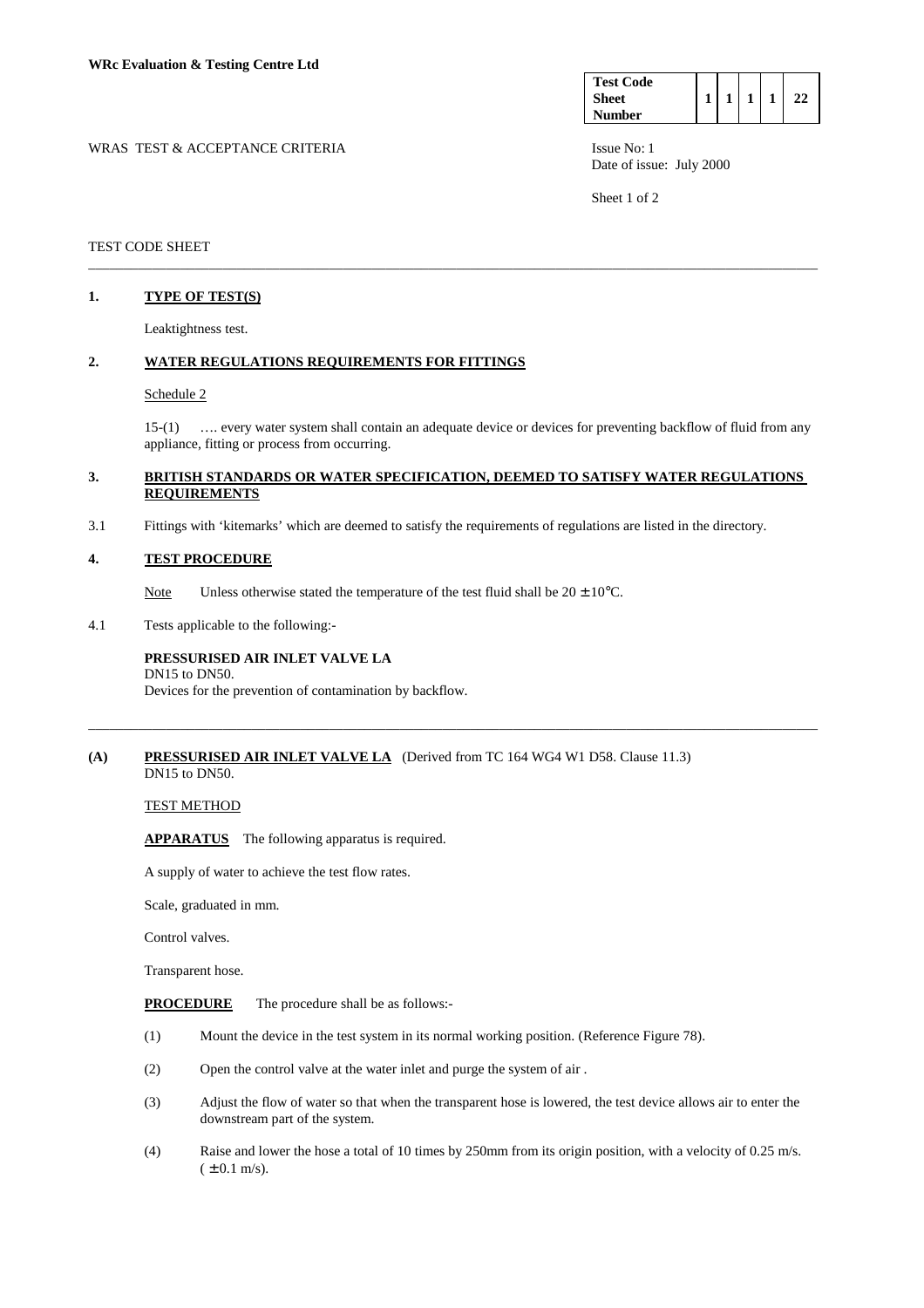**WRc Evaluation & Testing Centre Ltd**

| Test Code Sheet Number | 1 | 1 | 1 | 1 | 22 |
|---|---|---|---|---|---|

WRAS TEST & ACCEPTANCE CRITERIA

Issue No: 1
Date of issue: July 2000

TEST CODE SHEET

---

## 1. TYPE OF TEST(S)

Leaktightness test.

## 2. WATER REGULATIONS REQUIREMENTS FOR FITTINGS

Schedule 2

15-(1) …. every water system shall contain an adequate device or devices for preventing backflow of fluid from any appliance, fitting or process from occurring.

## 3. BRITISH STANDARDS OR WATER SPECIFICATION, DEEMED TO SATISFY WATER REGULATIONS REQUIREMENTS

3.1 Fittings with 'kitemarks' which are deemed to satisfy the requirements of regulations are listed in the directory.

## 4. TEST PROCEDURE

Note Unless otherwise stated the temperature of the test fluid shall be 20 ± 10°C.

4.1 Tests applicable to the following:-

**PRESSURISED AIR INLET VALVE LA**
DN15 to DN50.
Devices for the prevention of contamination by backflow.

---

**(A) PRESSURISED AIR INLET VALVE LA** (Derived from TC 164 WG4 W1 D58. Clause 11.3)
DN15 to DN50.

TEST METHOD

**APPARATUS** The following apparatus is required.

A supply of water to achieve the test flow rates.

Scale, graduated in mm.

Control valves.

Transparent hose.

**PROCEDURE** The procedure shall be as follows:-

(1) Mount the device in the test system in its normal working position. (Reference Figure 78).

(2) Open the control valve at the water inlet and purge the system of air .

(3) Adjust the flow of water so that when the transparent hose is lowered, the test device allows air to enter the downstream part of the system.

(4) Raise and lower the hose a total of 10 times by 250mm from its origin position, with a velocity of 0.25 m/s. (± 0.1 m/s).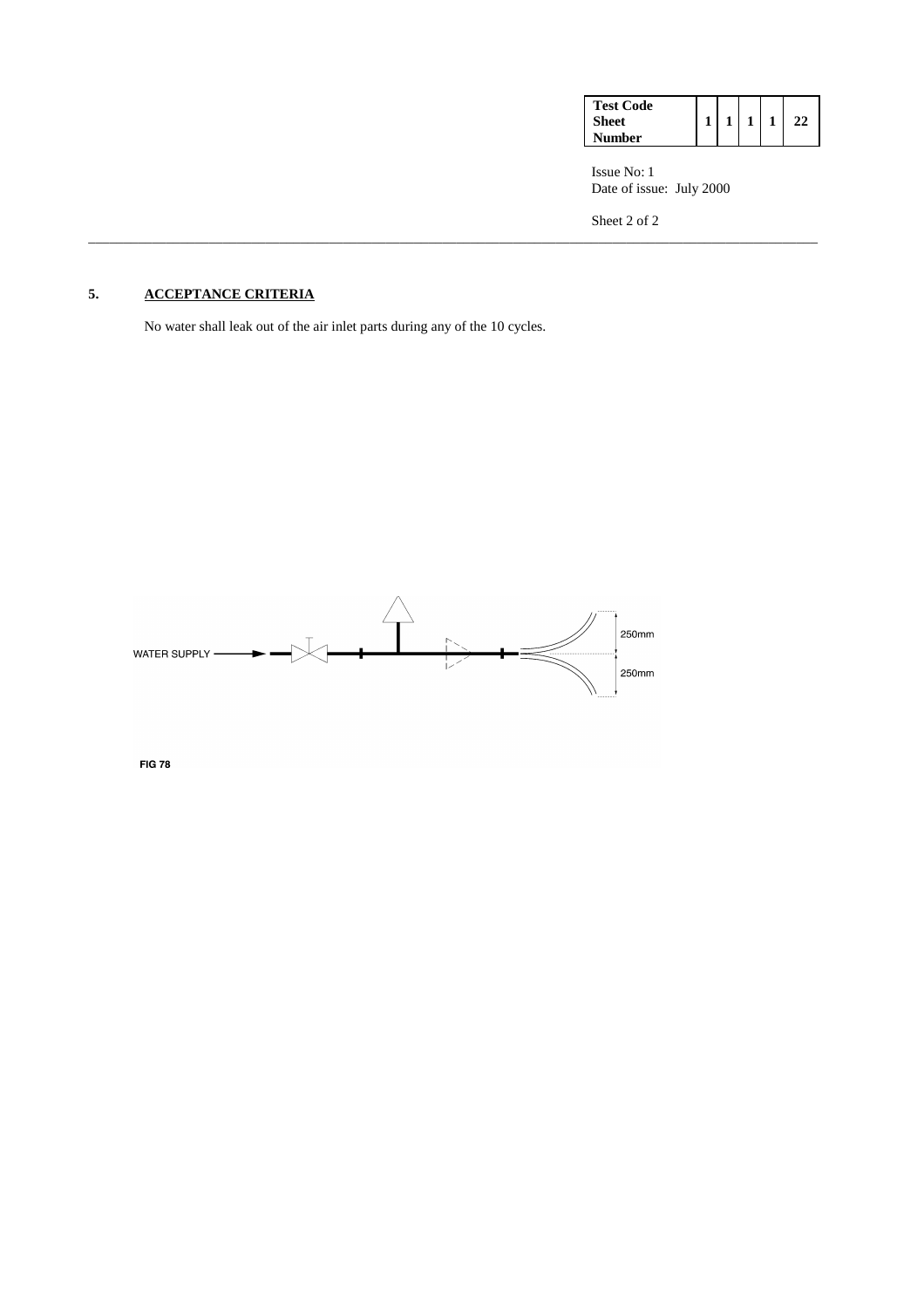| Test Code Sheet Number | 1 | 1 | 1 | 1 | 22 |
|---|---|---|---|---|---|

Issue No: 1
Date of issue: July 2000

## 5. ACCEPTANCE CRITERIA

No water shall leak out of the air inlet parts during any of the 10 cycles.

WATER SUPPLY

250mm

250mm

FIG 78